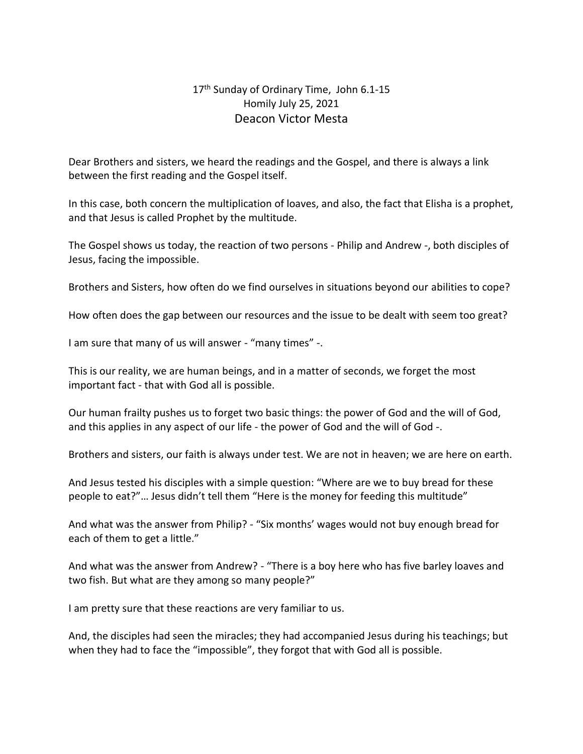17th Sunday of Ordinary Time, John 6.1-15
Homily July 25, 2021
Deacon Victor Mesta

Dear Brothers and sisters, we heard the readings and the Gospel, and there is always a link between the first reading and the Gospel itself.

In this case, both concern the multiplication of loaves, and also, the fact that Elisha is a prophet, and that Jesus is called Prophet by the multitude.

The Gospel shows us today, the reaction of two persons - Philip and Andrew -, both disciples of Jesus, facing the impossible.

Brothers and Sisters, how often do we find ourselves in situations beyond our abilities to cope?

How often does the gap between our resources and the issue to be dealt with seem too great?

I am sure that many of us will answer - "many times" -.

This is our reality, we are human beings, and in a matter of seconds, we forget the most important fact - that with God all is possible.

Our human frailty pushes us to forget two basic things: the power of God and the will of God, and this applies in any aspect of our life - the power of God and the will of God -.

Brothers and sisters, our faith is always under test. We are not in heaven; we are here on earth.

And Jesus tested his disciples with a simple question: "Where are we to buy bread for these people to eat?"… Jesus didn't tell them "Here is the money for feeding this multitude"

And what was the answer from Philip? - "Six months' wages would not buy enough bread for each of them to get a little."

And what was the answer from Andrew? - "There is a boy here who has five barley loaves and two fish. But what are they among so many people?"

I am pretty sure that these reactions are very familiar to us.

And, the disciples had seen the miracles; they had accompanied Jesus during his teachings; but when they had to face the "impossible", they forgot that with God all is possible.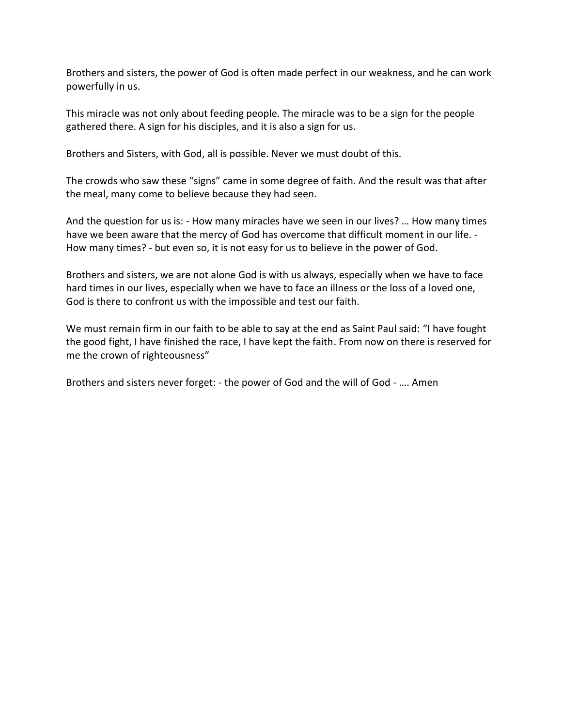Brothers and sisters, the power of God is often made perfect in our weakness, and he can work powerfully in us.

This miracle was not only about feeding people. The miracle was to be a sign for the people gathered there. A sign for his disciples, and it is also a sign for us.

Brothers and Sisters, with God, all is possible. Never we must doubt of this.

The crowds who saw these "signs" came in some degree of faith. And the result was that after the meal, many come to believe because they had seen.

And the question for us is: - How many miracles have we seen in our lives? … How many times have we been aware that the mercy of God has overcome that difficult moment in our life. - How many times? - but even so, it is not easy for us to believe in the power of God.

Brothers and sisters, we are not alone God is with us always, especially when we have to face hard times in our lives, especially when we have to face an illness or the loss of a loved one, God is there to confront us with the impossible and test our faith.

We must remain firm in our faith to be able to say at the end as Saint Paul said: "I have fought the good fight, I have finished the race, I have kept the faith. From now on there is reserved for me the crown of righteousness"

Brothers and sisters never forget: - the power of God and the will of God - …. Amen